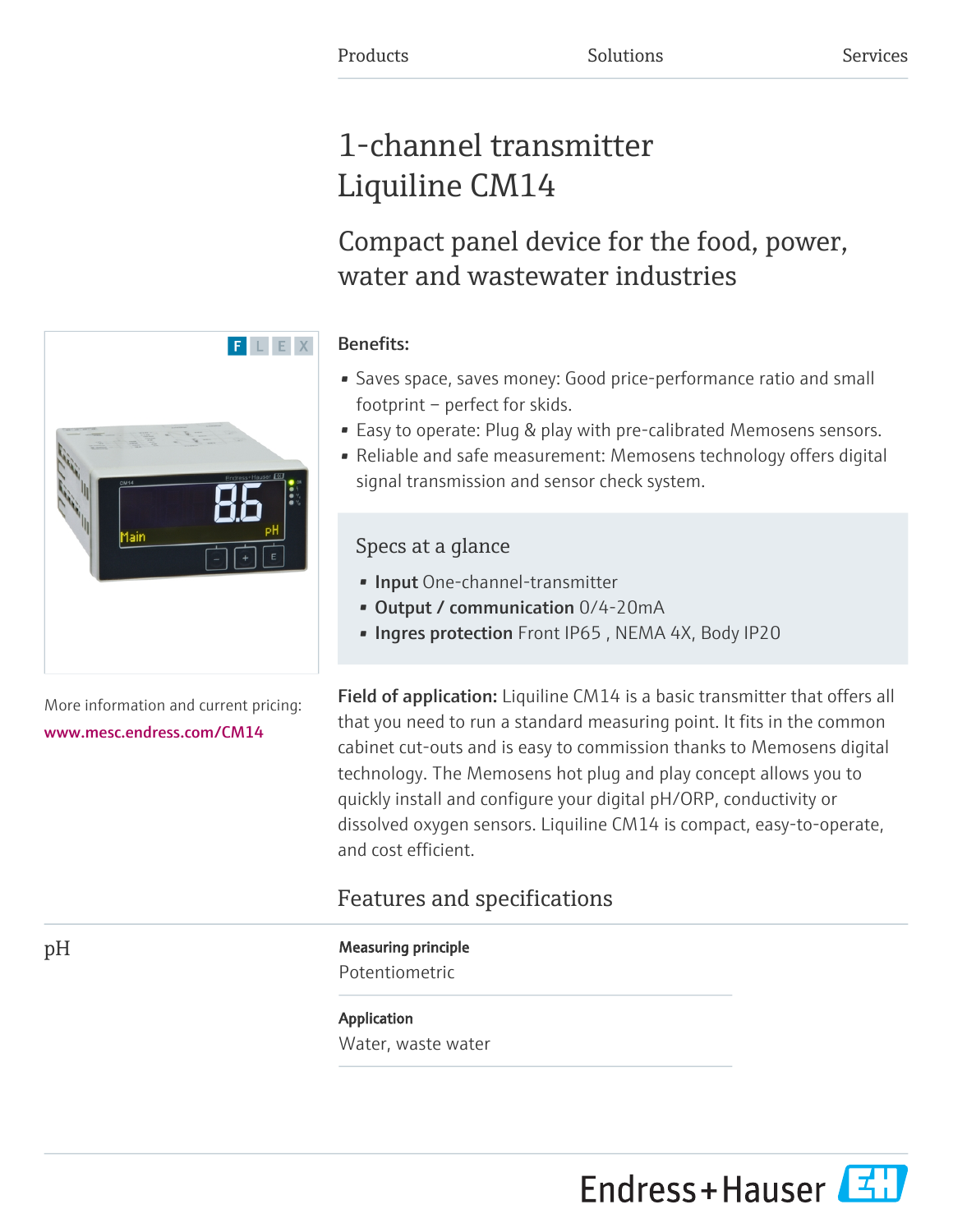Products | Solutions | Services

# 1-channel transmitter Liquiline CM14

## Compact panel device for the food, power, water and wastewater industries

**Benefits:**

- Saves space, saves money: Good price-performance ratio and small footprint – perfect for skids.
- Easy to operate: Plug & play with pre-calibrated Memosens sensors.
- Reliable and safe measurement: Memosens technology offers digital signal transmission and sensor check system.

### Specs at a glance

- **Input** One-channel-transmitter
- **Output / communication** 0/4-20mA
- **Ingres protection** Front IP65 , NEMA 4X, Body IP20

More information and current pricing:
www.mesc.endress.com/CM14

**Field of application:** Liquiline CM14 is a basic transmitter that offers all that you need to run a standard measuring point. It fits in the common cabinet cut-outs and is easy to commission thanks to Memosens digital technology. The Memosens hot plug and play concept allows you to quickly install and configure your digital pH/ORP, conductivity or dissolved oxygen sensors. Liquiline CM14 is compact, easy-to-operate, and cost efficient.

## Features and specifications

### pH

**Measuring principle**
Potentiometric

**Application**
Water, waste water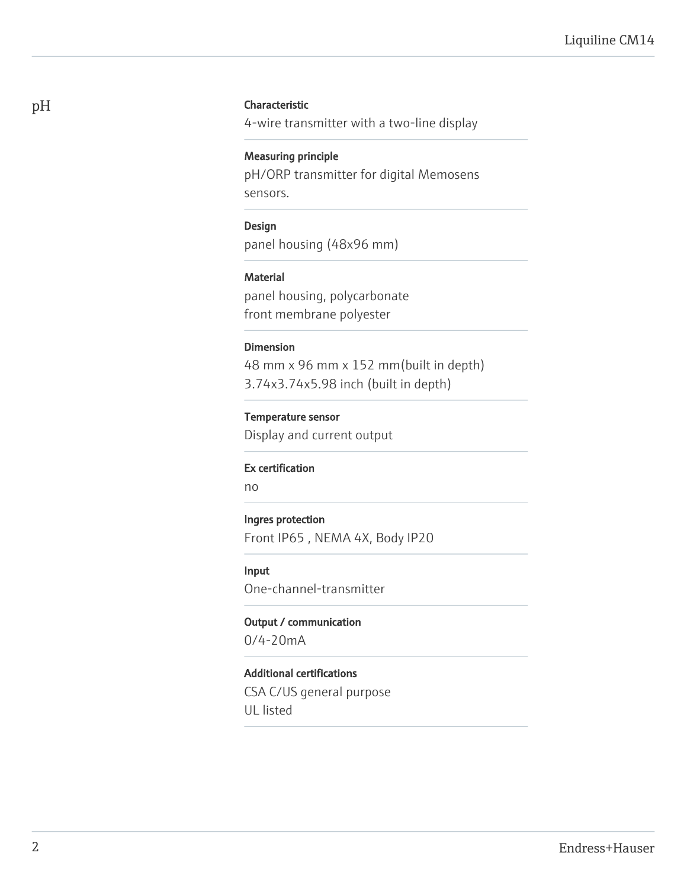## pH

**Characteristic**

4-wire transmitter with a two-line display

**Measuring principle**

pH/ORP transmitter for digital Memosens sensors.

**Design**

panel housing (48x96 mm)

**Material**

panel housing, polycarbonate
front membrane polyester

**Dimension**

48 mm x 96 mm x 152 mm(built in depth)
3.74x3.74x5.98 inch (built in depth)

**Temperature sensor**

Display and current output

**Ex certification**

no

**Ingres protection**

Front IP65 , NEMA 4X, Body IP20

**Input**

One-channel-transmitter

**Output / communication**

0/4-20mA

**Additional certifications**

CSA C/US general purpose
UL listed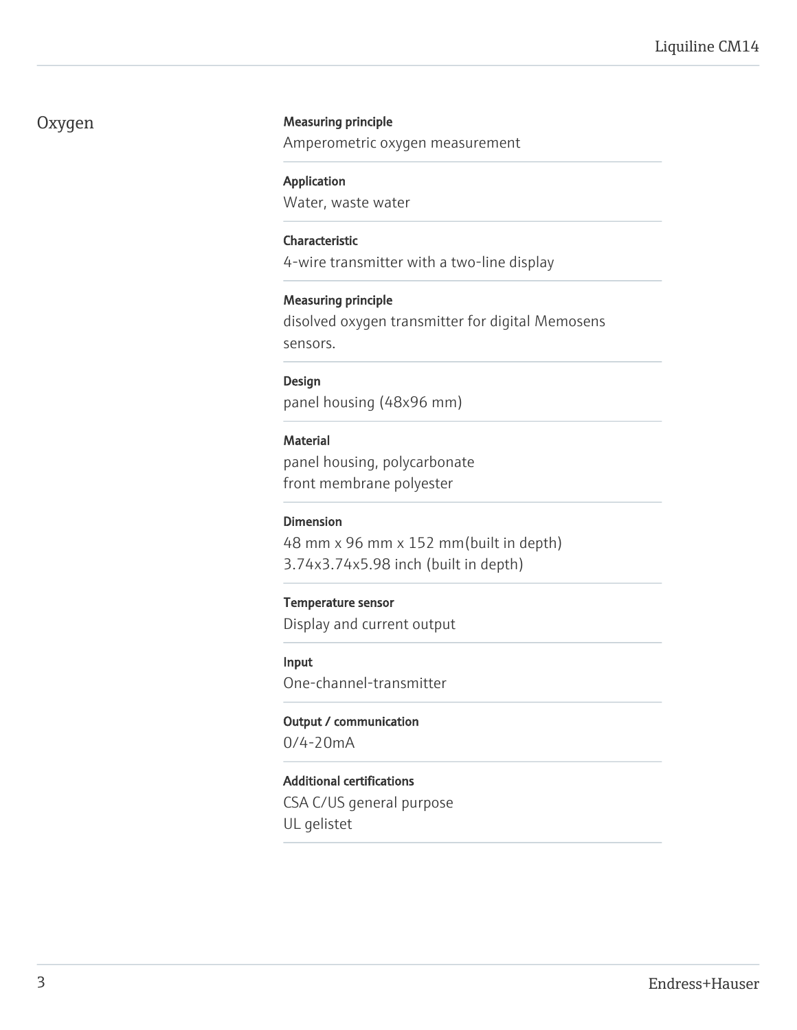## Oxygen

**Measuring principle**
Amperometric oxygen measurement

**Application**
Water, waste water

**Characteristic**
4-wire transmitter with a two-line display

**Measuring principle**
disolved oxygen transmitter for digital Memosens sensors.

**Design**
panel housing (48x96 mm)

**Material**
panel housing, polycarbonate
front membrane polyester

**Dimension**
48 mm x 96 mm x 152 mm(built in depth)
3.74x3.74x5.98 inch (built in depth)

**Temperature sensor**
Display and current output

**Input**
One-channel-transmitter

**Output / communication**
0/4-20mA

**Additional certifications**
CSA C/US general purpose
UL gelistet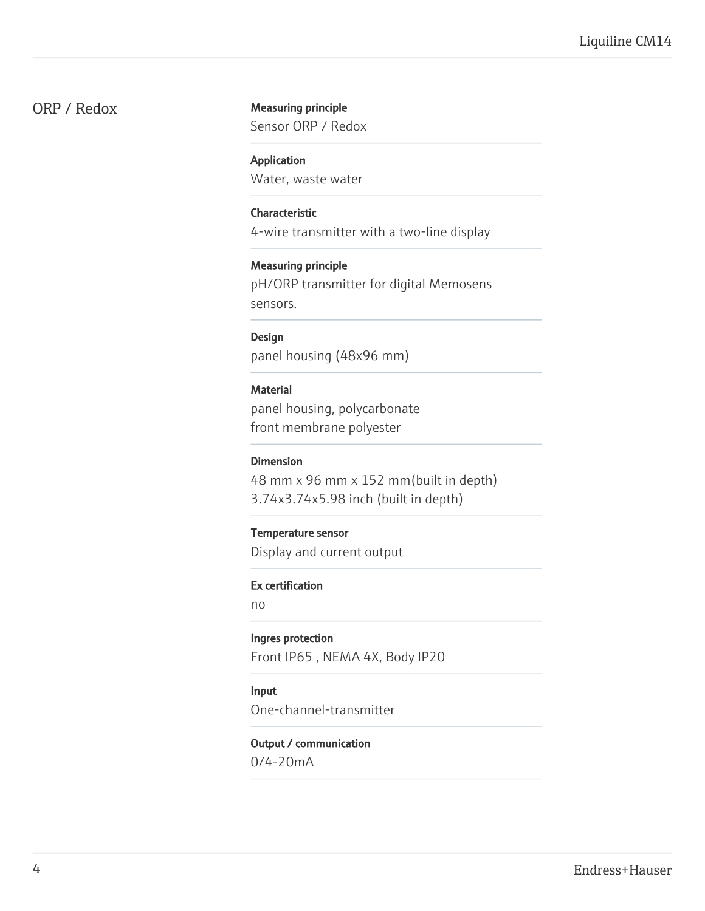## ORP / Redox

**Measuring principle**
Sensor ORP / Redox

**Application**
Water, waste water

**Characteristic**
4-wire transmitter with a two-line display

**Measuring principle**
pH/ORP transmitter for digital Memosens sensors.

**Design**
panel housing (48x96 mm)

**Material**
panel housing, polycarbonate
front membrane polyester

**Dimension**
48 mm x 96 mm x 152 mm(built in depth)
3.74x3.74x5.98 inch (built in depth)

**Temperature sensor**
Display and current output

**Ex certification**
no

**Ingres protection**
Front IP65 , NEMA 4X, Body IP20

**Input**
One-channel-transmitter

**Output / communication**
0/4-20mA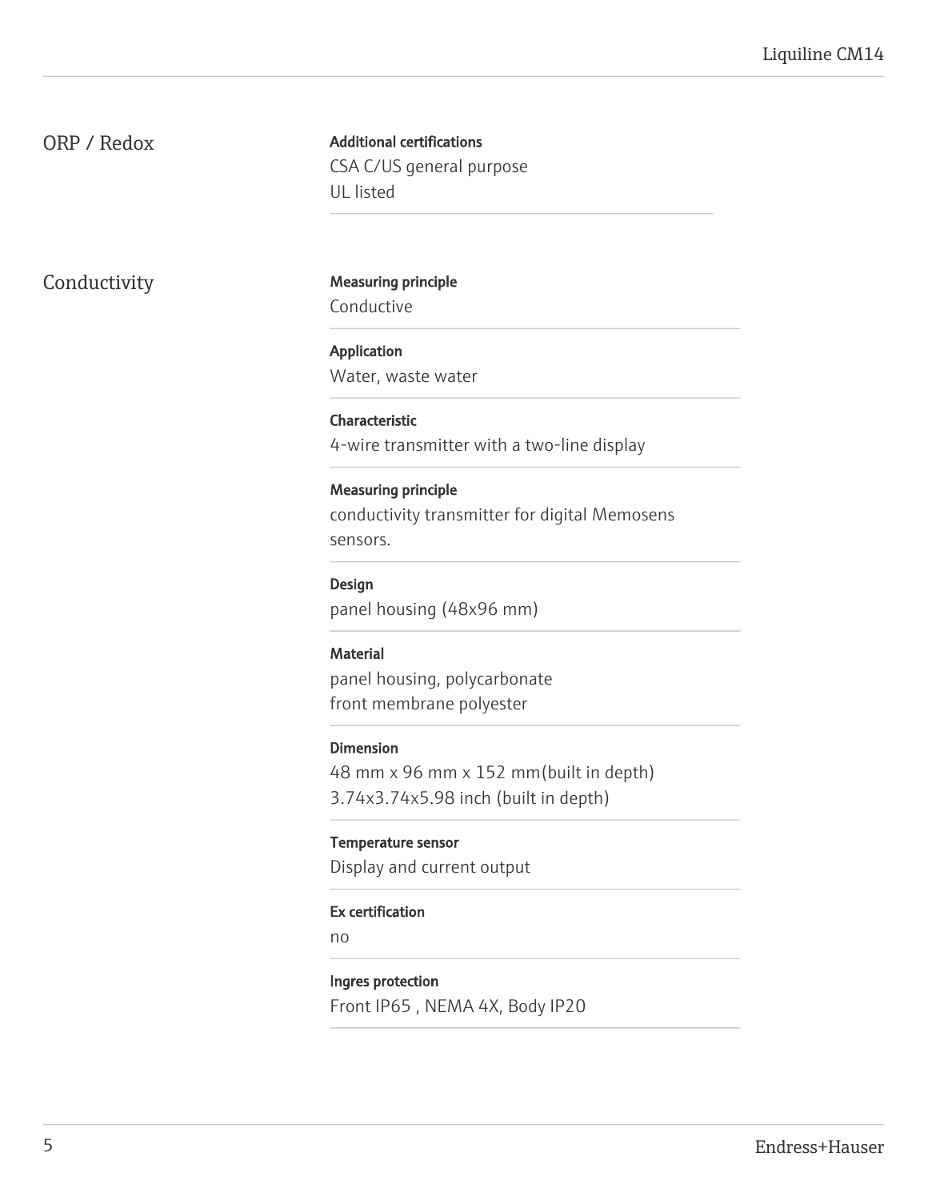## ORP / Redox

**Additional certifications**
CSA C/US general purpose
UL listed

## Conductivity

**Measuring principle**
Conductive

**Application**
Water, waste water

**Characteristic**
4-wire transmitter with a two-line display

**Measuring principle**
conductivity transmitter for digital Memosens sensors.

**Design**
panel housing (48x96 mm)

**Material**
panel housing, polycarbonate
front membrane polyester

**Dimension**
48 mm x 96 mm x 152 mm(built in depth)
3.74x3.74x5.98 inch (built in depth)

**Temperature sensor**
Display and current output

**Ex certification**
no

**Ingres protection**
Front IP65 , NEMA 4X, Body IP20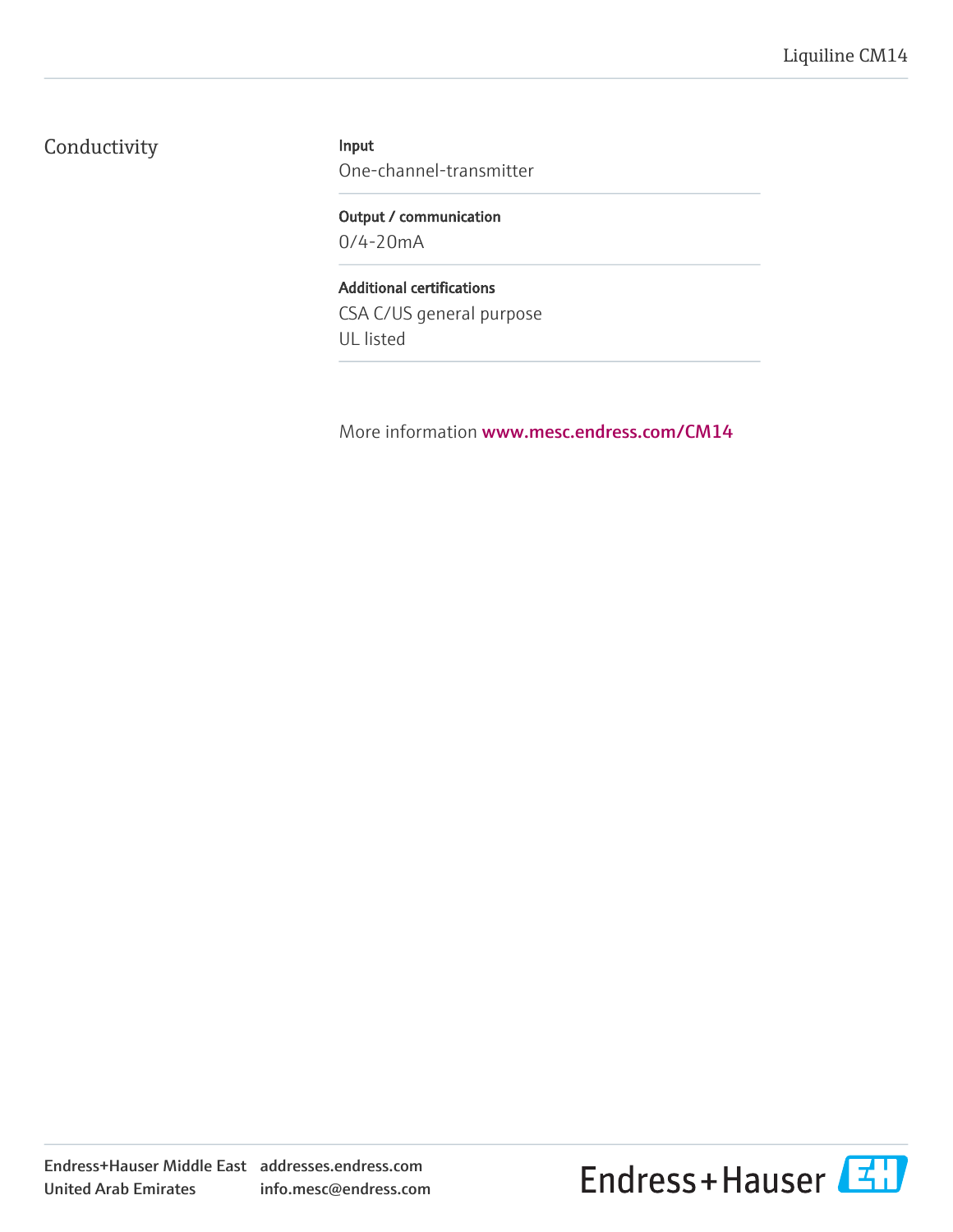## Conductivity

**Input**

One-channel-transmitter

**Output / communication**

0/4-20mA

**Additional certifications**

CSA C/US general purpose
UL listed

More information **www.mesc.endress.com/CM14**

Endress+Hauser Middle East
United Arab Emirates

addresses.endress.com
info.mesc@endress.com